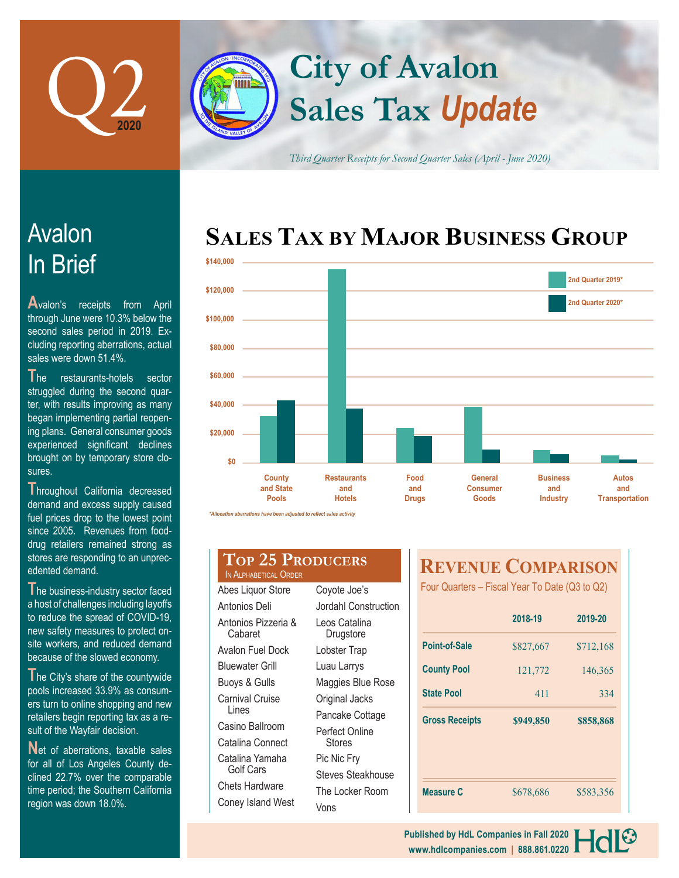# Q2 2020

# City of Avalon Sales Tax *Update*

*Third Quarter Receipts for Second Quarter Sales (April - June 2020)*

## Avalon In Brief

Avalon's receipts from April through June were 10.3% below the second sales period in 2019. Excluding reporting aberrations, actual sales were down 51.4%.

The restaurants-hotels sector struggled during the second quarter, with results improving as many began implementing partial reopening plans. General consumer goods experienced significant declines brought on by temporary store closures.

Throughout California decreased demand and excess supply caused fuel prices drop to the lowest point since 2005. Revenues from food-drug retailers remained strong as stores are responding to an unprecedented demand.

The business-industry sector faced a host of challenges including layoffs to reduce the spread of COVID-19, new safety measures to protect on-site workers, and reduced demand because of the slowed economy.

The City's share of the countywide pools increased 33.9% as consumers turn to online shopping and new retailers begin reporting tax as a result of the Wayfair decision.

Net of aberrations, taxable sales for all of Los Angeles County declined 22.7% over the comparable time period; the Southern California region was down 18.0%.

## Sales Tax by Major Business Group

Legend: 2nd Quarter 2019*, 2nd Quarter 2020*

Categories: County and State Pools; Restaurants and Hotels; Food and Drugs; General Consumer Goods; Business and Industry; Autos and Transportation

*Allocation aberrations have been adjusted to reflect sales activity

## Top 25 Producers
In Alphabetical Order

- Abes Liquor Store
- Antonios Deli
- Antonios Pizzeria & Cabaret
- Avalon Fuel Dock
- Bluewater Grill
- Buoys & Gulls
- Carnival Cruise Lines
- Casino Ballroom
- Catalina Connect
- Catalina Yamaha Golf Cars
- Chets Hardware
- Coney Island West
- Coyote Joe's
- Jordahl Construction
- Leos Catalina Drugstore
- Lobster Trap
- Luau Larrys
- Maggies Blue Rose
- Original Jacks
- Pancake Cottage
- Perfect Online Stores
- Pic Nic Fry
- Steves Steakhouse
- The Locker Room
- Vons

## Revenue Comparison

Four Quarters – Fiscal Year To Date (Q3 to Q2)

| | 2018-19 | 2019-20 |
|---|---|---|
| Point-of-Sale | $827,667 | $712,168 |
| County Pool | 121,772 | 146,365 |
| State Pool | 411 | 334 |
| Gross Receipts | $949,850 | $858,868 |
| Measure C | $678,686 | $583,356 |

Published by HdL Companies in Fall 2020
www.hdlcompanies.com | 888.861.0220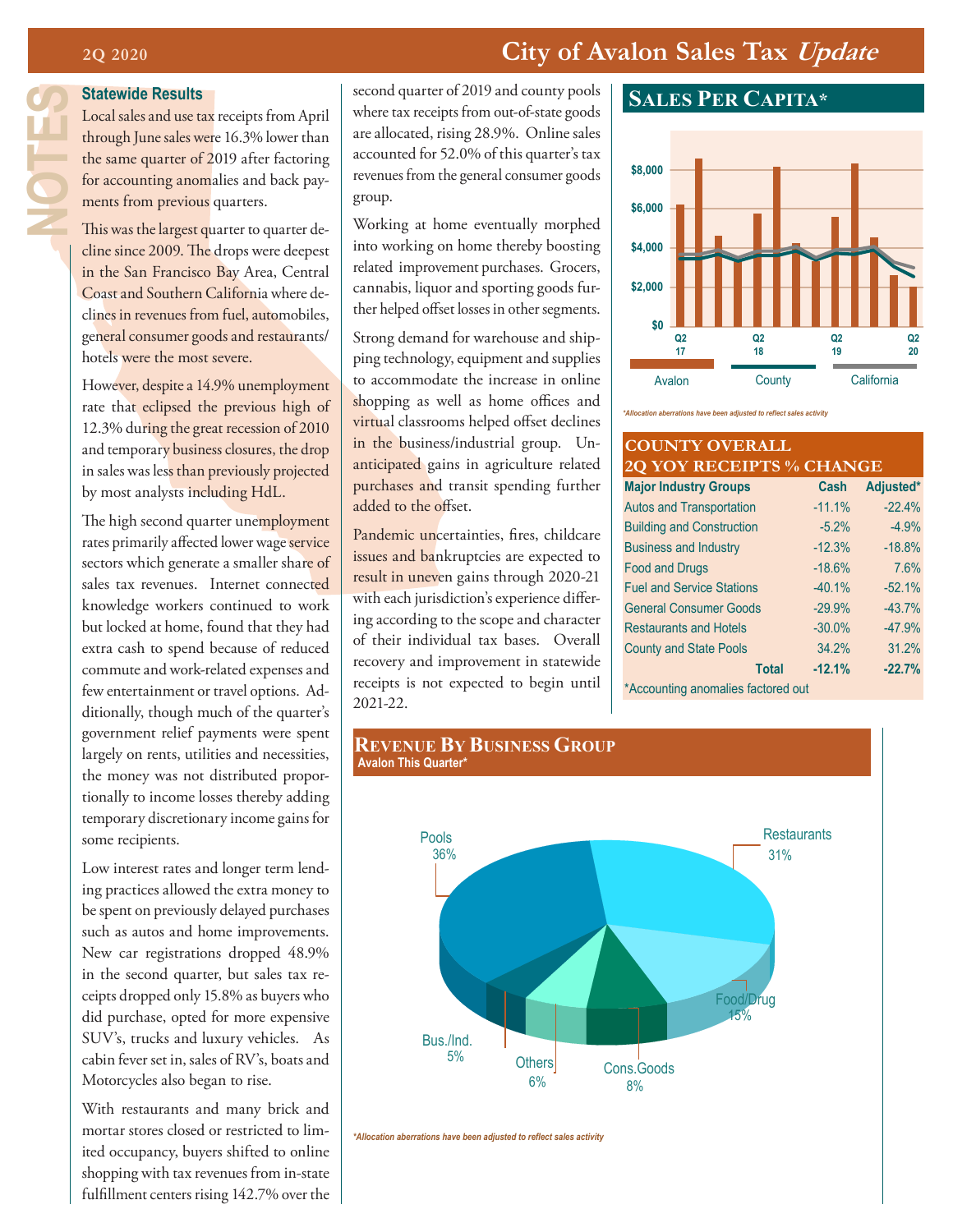# City of Avalon Sales Tax *Update*

**2Q 2020**

NOTES

## Statewide Results

Local sales and use tax receipts from April through June sales were 16.3% lower than the same quarter of 2019 after factoring for accounting anomalies and back payments from previous quarters.

This was the largest quarter to quarter decline since 2009. The drops were deepest in the San Francisco Bay Area, Central Coast and Southern California where declines in revenues from fuel, automobiles, general consumer goods and restaurants/hotels were the most severe.

However, despite a 14.9% unemployment rate that eclipsed the previous high of 12.3% during the great recession of 2010 and temporary business closures, the drop in sales was less than previously projected by most analysts including HdL.

The high second quarter unemployment rates primarily affected lower wage service sectors which generate a smaller share of sales tax revenues. Internet connected knowledge workers continued to work but locked at home, found that they had extra cash to spend because of reduced commute and work-related expenses and few entertainment or travel options. Additionally, though much of the quarter's government relief payments were spent largely on rents, utilities and necessities, the money was not distributed proportionally to income losses thereby adding temporary discretionary income gains for some recipients.

Low interest rates and longer term lending practices allowed the extra money to be spent on previously delayed purchases such as autos and home improvements. New car registrations dropped 48.9% in the second quarter, but sales tax receipts dropped only 15.8% as buyers who did purchase, opted for more expensive SUV's, trucks and luxury vehicles. As cabin fever set in, sales of RV's, boats and Motorcycles also began to rise.

With restaurants and many brick and mortar stores closed or restricted to limited occupancy, buyers shifted to online shopping with tax revenues from in-state fulfillment centers rising 142.7% over the second quarter of 2019 and county pools where tax receipts from out-of-state goods are allocated, rising 28.9%. Online sales accounted for 52.0% of this quarter's tax revenues from the general consumer goods group.

Working at home eventually morphed into working on home thereby boosting related improvement purchases. Grocers, cannabis, liquor and sporting goods further helped offset losses in other segments.

Strong demand for warehouse and shipping technology, equipment and supplies to accommodate the increase in online shopping as well as home offices and virtual classrooms helped offset declines in the business/industrial group. Unanticipated gains in agriculture related purchases and transit spending further added to the offset.

Pandemic uncertainties, fires, childcare issues and bankruptcies are expected to result in uneven gains through 2020-21 with each jurisdiction's experience differing according to the scope and character of their individual tax bases. Overall recovery and improvement in statewide receipts is not expected to begin until 2021-22.

## Sales Per Capita*

$8,000
$6,000
$4,000
$2,000
$0
Q2 17
Q2 18
Q2 19
Q2 20

Avalon
County
California

*Allocation aberrations have been adjusted to reflect sales activity*

## COUNTY OVERALL 2Q YOY RECEIPTS % CHANGE

| Major Industry Groups | Cash | Adjusted* |
|---|---|---|
| Autos and Transportation | -11.1% | -22.4% |
| Building and Construction | -5.2% | -4.9% |
| Business and Industry | -12.3% | -18.8% |
| Food and Drugs | -18.6% | 7.6% |
| Fuel and Service Stations | -40.1% | -52.1% |
| General Consumer Goods | -29.9% | -43.7% |
| Restaurants and Hotels | -30.0% | -47.9% |
| County and State Pools | 34.2% | 31.2% |
| **Total** | **-12.1%** | **-22.7%** |

*Accounting anomalies factored out

## Revenue By Business Group

**Avalon This Quarter***

Pools 36%
Restaurants 31%
Food/Drug 15%
Cons.Goods 8%
Others 6%
Bus./Ind. 5%

*Allocation aberrations have been adjusted to reflect sales activity*